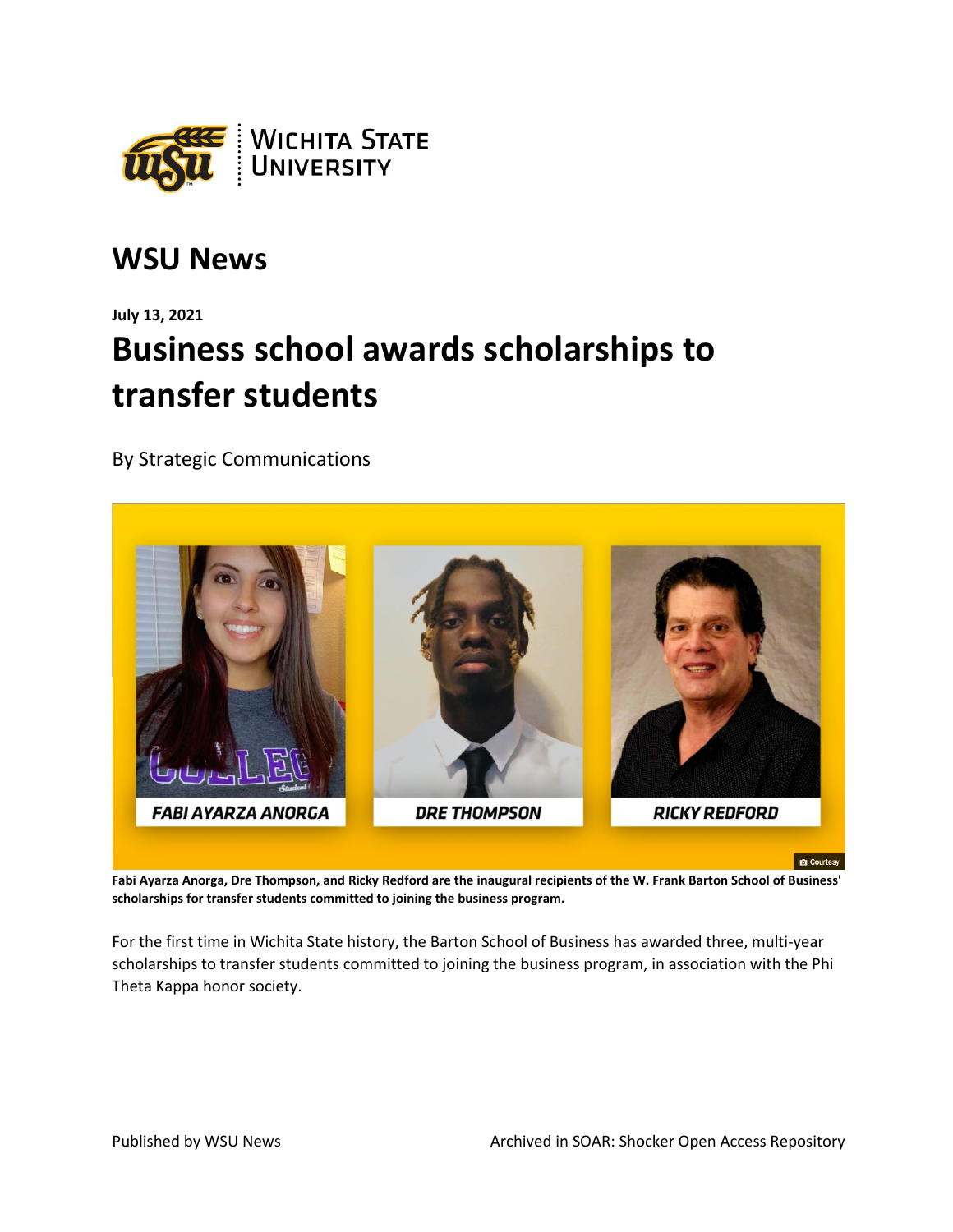# WSU News

**July 13, 2021**

## Business school awards scholarships to transfer students

By Strategic Communications

**Fabi Ayarza Anorga, Dre Thompson, and Ricky Redford are the inaugural recipients of the W. Frank Barton School of Business' scholarships for transfer students committed to joining the business program.**

For the first time in Wichita State history, the Barton School of Business has awarded three, multi-year scholarships to transfer students committed to joining the business program, in association with the Phi Theta Kappa honor society.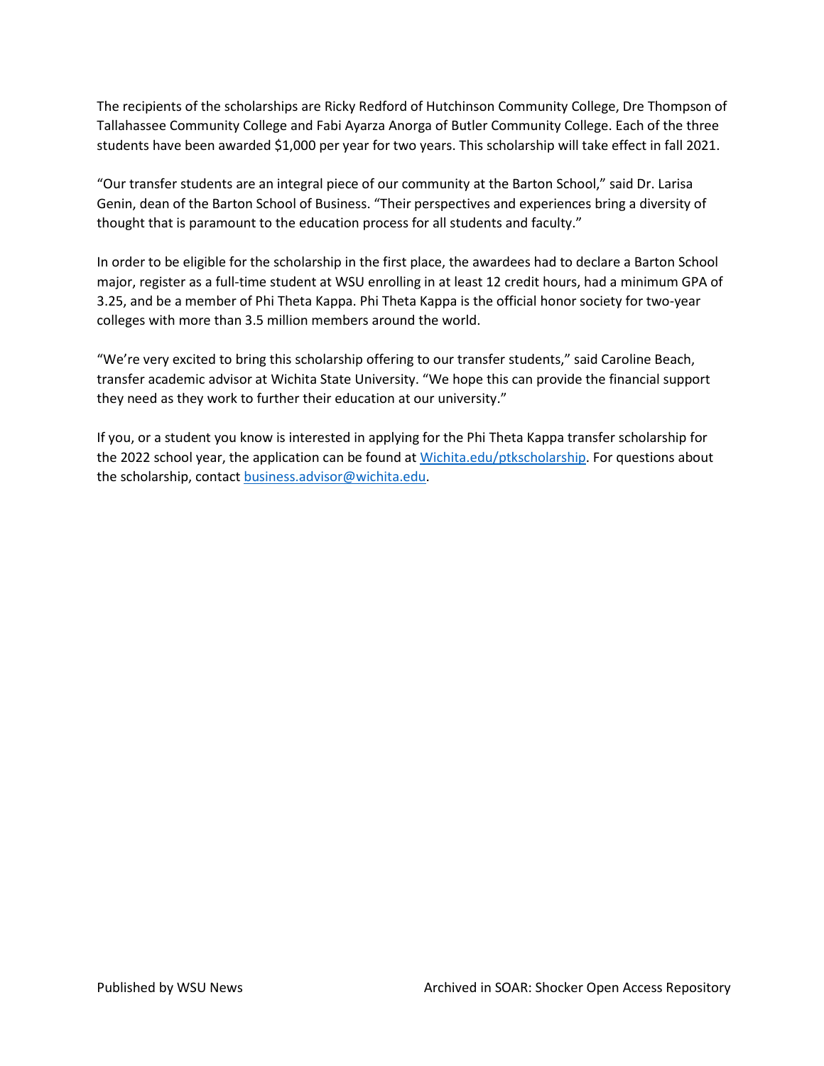The recipients of the scholarships are Ricky Redford of Hutchinson Community College, Dre Thompson of Tallahassee Community College and Fabi Ayarza Anorga of Butler Community College. Each of the three students have been awarded $1,000 per year for two years. This scholarship will take effect in fall 2021.

“Our transfer students are an integral piece of our community at the Barton School,” said Dr. Larisa Genin, dean of the Barton School of Business. “Their perspectives and experiences bring a diversity of thought that is paramount to the education process for all students and faculty.”

In order to be eligible for the scholarship in the first place, the awardees had to declare a Barton School major, register as a full-time student at WSU enrolling in at least 12 credit hours, had a minimum GPA of 3.25, and be a member of Phi Theta Kappa. Phi Theta Kappa is the official honor society for two-year colleges with more than 3.5 million members around the world.

“We’re very excited to bring this scholarship offering to our transfer students,” said Caroline Beach, transfer academic advisor at Wichita State University. “We hope this can provide the financial support they need as they work to further their education at our university.”

If you, or a student you know is interested in applying for the Phi Theta Kappa transfer scholarship for the 2022 school year, the application can be found at [Wichita.edu/ptkscholarship](Wichita.edu/ptkscholarship). For questions about the scholarship, contact [business.advisor@wichita.edu](mailto:business.advisor@wichita.edu).

Published by WSU News

Archived in SOAR: Shocker Open Access Repository